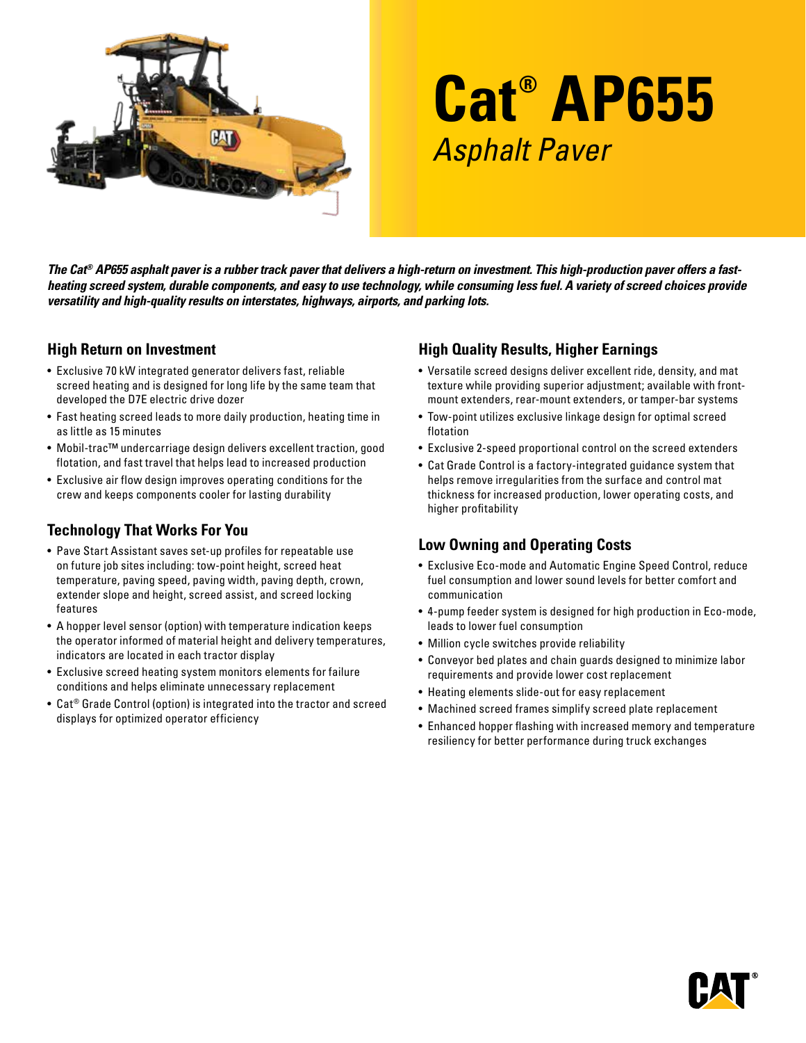# Cat® AP655

*Asphalt Paver*

***The Cat® AP655 asphalt paver is a rubber track paver that delivers a high-return on investment. This high-production paver offers a fast-heating screed system, durable components, and easy to use technology, while consuming less fuel. A variety of screed choices provide versatility and high-quality results on interstates, highways, airports, and parking lots.***

## High Return on Investment

- Exclusive 70 kW integrated generator delivers fast, reliable screed heating and is designed for long life by the same team that developed the D7E electric drive dozer
- Fast heating screed leads to more daily production, heating time in as little as 15 minutes
- Mobil-trac™ undercarriage design delivers excellent traction, good flotation, and fast travel that helps lead to increased production
- Exclusive air flow design improves operating conditions for the crew and keeps components cooler for lasting durability

## Technology That Works For You

- Pave Start Assistant saves set-up profiles for repeatable use on future job sites including: tow-point height, screed heat temperature, paving speed, paving width, paving depth, crown, extender slope and height, screed assist, and screed locking features
- A hopper level sensor (option) with temperature indication keeps the operator informed of material height and delivery temperatures, indicators are located in each tractor display
- Exclusive screed heating system monitors elements for failure conditions and helps eliminate unnecessary replacement
- Cat® Grade Control (option) is integrated into the tractor and screed displays for optimized operator efficiency

## High Quality Results, Higher Earnings

- Versatile screed designs deliver excellent ride, density, and mat texture while providing superior adjustment; available with front-mount extenders, rear-mount extenders, or tamper-bar systems
- Tow-point utilizes exclusive linkage design for optimal screed flotation
- Exclusive 2-speed proportional control on the screed extenders
- Cat Grade Control is a factory-integrated guidance system that helps remove irregularities from the surface and control mat thickness for increased production, lower operating costs, and higher profitability

## Low Owning and Operating Costs

- Exclusive Eco-mode and Automatic Engine Speed Control, reduce fuel consumption and lower sound levels for better comfort and communication
- 4-pump feeder system is designed for high production in Eco-mode, leads to lower fuel consumption
- Million cycle switches provide reliability
- Conveyor bed plates and chain guards designed to minimize labor requirements and provide lower cost replacement
- Heating elements slide-out for easy replacement
- Machined screed frames simplify screed plate replacement
- Enhanced hopper flashing with increased memory and temperature resiliency for better performance during truck exchanges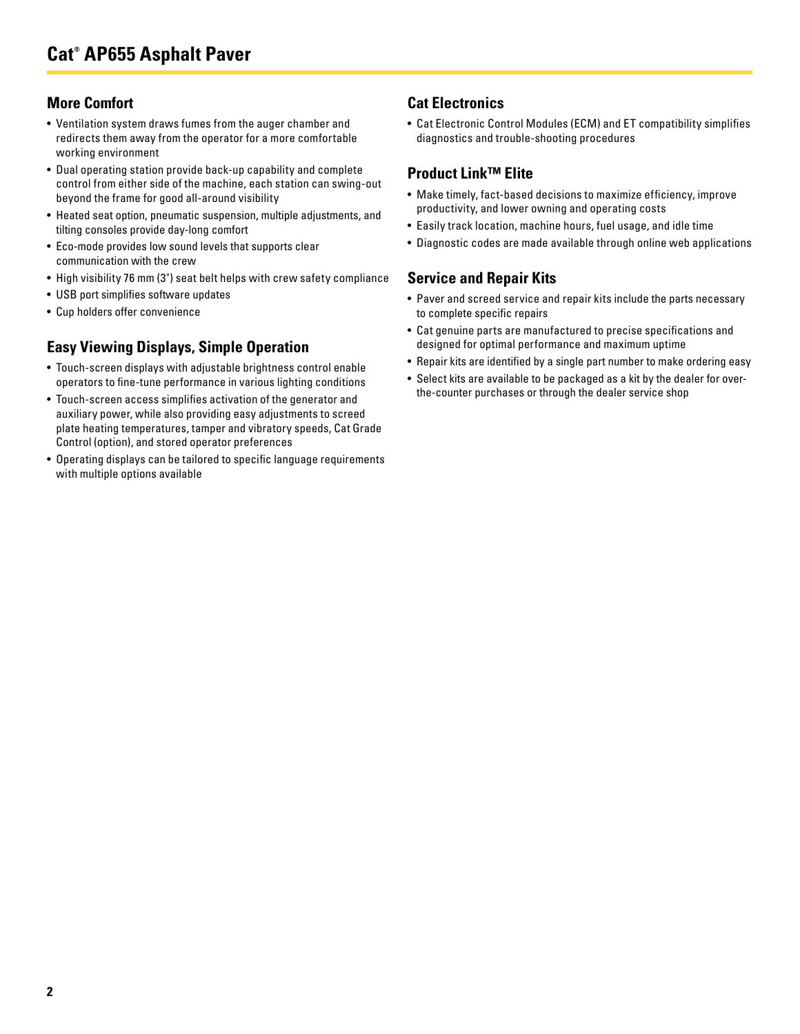## More Comfort

- Ventilation system draws fumes from the auger chamber and redirects them away from the operator for a more comfortable working environment
- Dual operating station provide back-up capability and complete control from either side of the machine, each station can swing-out beyond the frame for good all-around visibility
- Heated seat option, pneumatic suspension, multiple adjustments, and tilting consoles provide day-long comfort
- Eco-mode provides low sound levels that supports clear communication with the crew
- High visibility 76 mm (3") seat belt helps with crew safety compliance
- USB port simplifies software updates
- Cup holders offer convenience

## Easy Viewing Displays, Simple Operation

- Touch-screen displays with adjustable brightness control enable operators to fine-tune performance in various lighting conditions
- Touch-screen access simplifies activation of the generator and auxiliary power, while also providing easy adjustments to screed plate heating temperatures, tamper and vibratory speeds, Cat Grade Control (option), and stored operator preferences
- Operating displays can be tailored to specific language requirements with multiple options available

## Cat Electronics

- Cat Electronic Control Modules (ECM) and ET compatibility simplifies diagnostics and trouble-shooting procedures

## Product Link™ Elite

- Make timely, fact-based decisions to maximize efficiency, improve productivity, and lower owning and operating costs
- Easily track location, machine hours, fuel usage, and idle time
- Diagnostic codes are made available through online web applications

## Service and Repair Kits

- Paver and screed service and repair kits include the parts necessary to complete specific repairs
- Cat genuine parts are manufactured to precise specifications and designed for optimal performance and maximum uptime
- Repair kits are identified by a single part number to make ordering easy
- Select kits are available to be packaged as a kit by the dealer for over-the-counter purchases or through the dealer service shop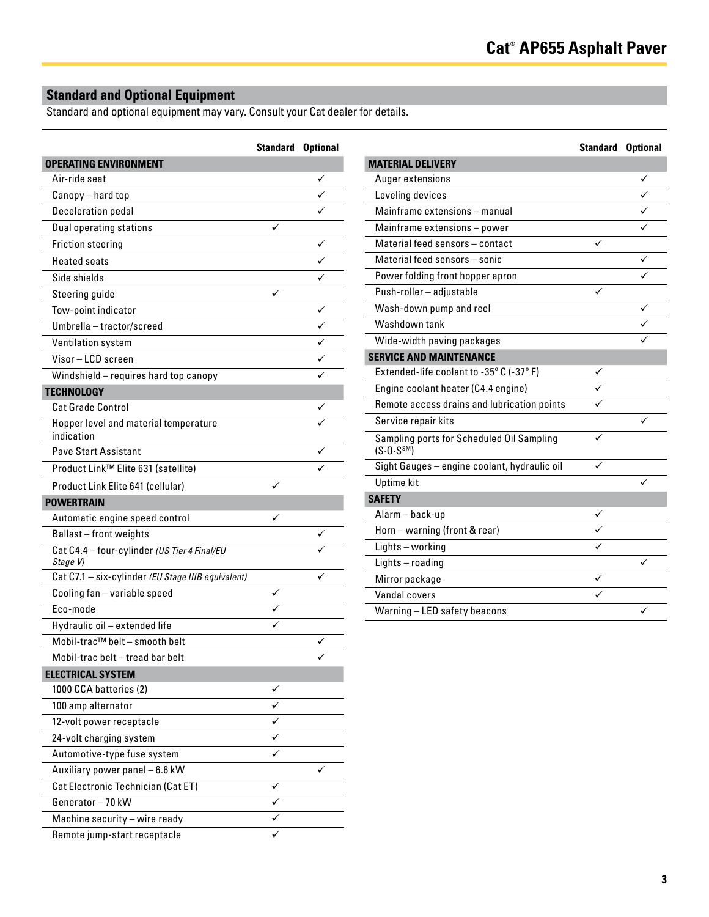## Standard and Optional Equipment

Standard and optional equipment may vary. Consult your Cat dealer for details.

| | Standard | Optional |
|---|---|---|
| **OPERATING ENVIRONMENT** | | |
| Air-ride seat | | ✓ |
| Canopy – hard top | | ✓ |
| Deceleration pedal | | ✓ |
| Dual operating stations | ✓ | |
| Friction steering | | ✓ |
| Heated seats | | ✓ |
| Side shields | | ✓ |
| Steering guide | ✓ | |
| Tow-point indicator | | ✓ |
| Umbrella – tractor/screed | | ✓ |
| Ventilation system | | ✓ |
| Visor – LCD screen | | ✓ |
| Windshield – requires hard top canopy | | ✓ |
| **TECHNOLOGY** | | |
| Cat Grade Control | | ✓ |
| Hopper level and material temperature indication | | ✓ |
| Pave Start Assistant | | ✓ |
| Product Link™ Elite 631 (satellite) | | ✓ |
| Product Link Elite 641 (cellular) | ✓ | |
| **POWERTRAIN** | | |
| Automatic engine speed control | ✓ | |
| Ballast – front weights | | ✓ |
| Cat C4.4 – four-cylinder *(US Tier 4 Final/EU Stage V)* | | ✓ |
| Cat C7.1 – six-cylinder *(EU Stage IIIB equivalent)* | | ✓ |
| Cooling fan – variable speed | ✓ | |
| Eco-mode | ✓ | |
| Hydraulic oil – extended life | ✓ | |
| Mobil-trac™ belt – smooth belt | | ✓ |
| Mobil-trac belt – tread bar belt | | ✓ |
| **ELECTRICAL SYSTEM** | | |
| 1000 CCA batteries (2) | ✓ | |
| 100 amp alternator | ✓ | |
| 12-volt power receptacle | ✓ | |
| 24-volt charging system | ✓ | |
| Automotive-type fuse system | ✓ | |
| Auxiliary power panel – 6.6 kW | | ✓ |
| Cat Electronic Technician (Cat ET) | ✓ | |
| Generator – 70 kW | ✓ | |
| Machine security – wire ready | ✓ | |
| Remote jump-start receptacle | ✓ | |

| | Standard | Optional |
|---|---|---|
| **MATERIAL DELIVERY** | | |
| Auger extensions | | ✓ |
| Leveling devices | | ✓ |
| Mainframe extensions – manual | | ✓ |
| Mainframe extensions – power | | ✓ |
| Material feed sensors – contact | ✓ | |
| Material feed sensors – sonic | | ✓ |
| Power folding front hopper apron | | ✓ |
| Push-roller – adjustable | ✓ | |
| Wash-down pump and reel | | ✓ |
| Washdown tank | | ✓ |
| Wide-width paving packages | | ✓ |
| **SERVICE AND MAINTENANCE** | | |
| Extended-life coolant to -35° C (-37° F) | ✓ | |
| Engine coolant heater (C4.4 engine) | ✓ | |
| Remote access drains and lubrication points | ✓ | |
| Service repair kits | | ✓ |
| Sampling ports for Scheduled Oil Sampling (S·O·S℠) | ✓ | |
| Sight Gauges – engine coolant, hydraulic oil | ✓ | |
| Uptime kit | | ✓ |
| **SAFETY** | | |
| Alarm – back-up | ✓ | |
| Horn – warning (front & rear) | ✓ | |
| Lights – working | ✓ | |
| Lights – roading | | ✓ |
| Mirror package | ✓ | |
| Vandal covers | ✓ | |
| Warning – LED safety beacons | | ✓ |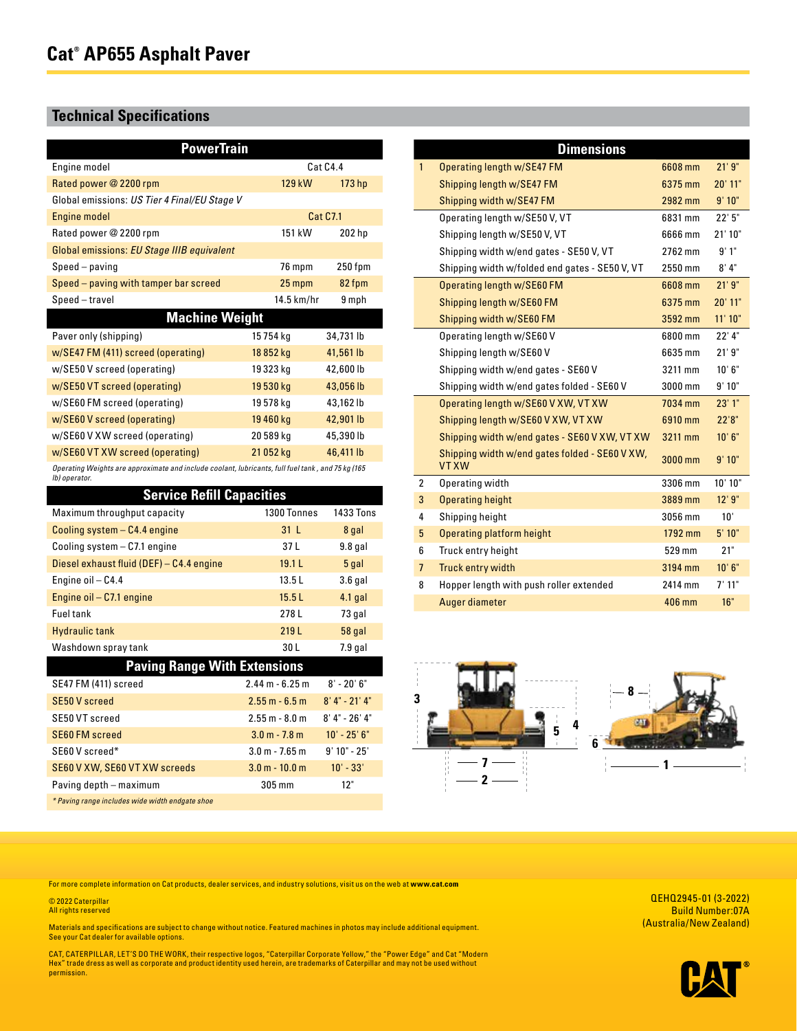# Cat® AP655 Asphalt Paver

## Technical Specifications

### PowerTrain

| | | |
|---|---|---|
| Engine model | Cat C4.4 | |
| Rated power @ 2200 rpm | 129 kW | 173 hp |
| Global emissions: *US Tier 4 Final/EU Stage V* | | |
| Engine model | Cat C7.1 | |
| Rated power @ 2200 rpm | 151 kW | 202 hp |
| Global emissions: *EU Stage IIIB equivalent* | | |
| Speed – paving | 76 mpm | 250 fpm |
| Speed – paving with tamper bar screed | 25 mpm | 82 fpm |
| Speed – travel | 14.5 km/hr | 9 mph |

### Machine Weight

| | | |
|---|---|---|
| Paver only (shipping) | 15 754 kg | 34,731 lb |
| w/SE47 FM (411) screed (operating) | 18 852 kg | 41,561 lb |
| w/SE50 V screed (operating) | 19 323 kg | 42,600 lb |
| w/SE50 VT screed (operating) | 19 530 kg | 43,056 lb |
| w/SE60 FM screed (operating) | 19 578 kg | 43,162 lb |
| w/SE60 V screed (operating) | 19 460 kg | 42,901 lb |
| w/SE60 V XW screed (operating) | 20 589 kg | 45,390 lb |
| w/SE60 VT XW screed (operating) | 21 052 kg | 46,411 lb |

*Operating Weights are approximate and include coolant, lubricants, full fuel tank , and 75 kg (165 lb) operator.*

### Service Refill Capacities

| | | |
|---|---|---|
| Maximum throughput capacity | 1300 Tonnes | 1433 Tons |
| Cooling system – C4.4 engine | 31 L | 8 gal |
| Cooling system – C7.1 engine | 37 L | 9.8 gal |
| Diesel exhaust fluid (DEF) – C4.4 engine | 19.1 L | 5 gal |
| Engine oil – C4.4 | 13.5 L | 3.6 gal |
| Engine oil – C7.1 engine | 15.5 L | 4.1 gal |
| Fuel tank | 278 L | 73 gal |
| Hydraulic tank | 219 L | 58 gal |
| Washdown spray tank | 30 L | 7.9 gal |

### Paving Range With Extensions

| | | |
|---|---|---|
| SE47 FM (411) screed | 2.44 m - 6.25 m | 8' - 20' 6" |
| SE50 V screed | 2.55 m - 6.5 m | 8' 4" - 21' 4" |
| SE50 VT screed | 2.55 m - 8.0 m | 8' 4" - 26' 4" |
| SE60 FM screed | 3.0 m - 7.8 m | 10' - 25' 6" |
| SE60 V screed* | 3.0 m - 7.65 m | 9' 10" - 25' |
| SE60 V XW, SE60 VT XW screeds | 3.0 m - 10.0 m | 10' - 33' |
| Paving depth – maximum | 305 mm | 12" |

*\* Paving range includes wide width endgate shoe*

### Dimensions

| | | | |
|---|---|---|---|
| 1 | Operating length w/SE47 FM | 6608 mm | 21' 9" |
| | Shipping length w/SE47 FM | 6375 mm | 20' 11" |
| | Shipping width w/SE47 FM | 2982 mm | 9' 10" |
| | Operating length w/SE50 V, VT | 6831 mm | 22' 5" |
| | Shipping length w/SE50 V, VT | 6666 mm | 21' 10" |
| | Shipping width w/end gates - SE50 V, VT | 2762 mm | 9' 1" |
| | Shipping width w/folded end gates - SE50 V, VT | 2550 mm | 8' 4" |
| | Operating length w/SE60 FM | 6608 mm | 21' 9" |
| | Shipping length w/SE60 FM | 6375 mm | 20' 11" |
| | Shipping width w/SE60 FM | 3592 mm | 11' 10" |
| | Operating length w/SE60 V | 6800 mm | 22' 4" |
| | Shipping length w/SE60 V | 6635 mm | 21' 9" |
| | Shipping width w/end gates - SE60 V | 3211 mm | 10' 6" |
| | Shipping width w/end gates folded - SE60 V | 3000 mm | 9' 10" |
| | Operating length w/SE60 V XW, VT XW | 7034 mm | 23' 1" |
| | Shipping length w/SE60 V XW, VT XW | 6910 mm | 22'8" |
| | Shipping width w/end gates - SE60 V XW, VT XW | 3211 mm | 10' 6" |
| | Shipping width w/end gates folded - SE60 V XW, VT XW | 3000 mm | 9' 10" |
| 2 | Operating width | 3306 mm | 10' 10" |
| 3 | Operating height | 3889 mm | 12' 9" |
| 4 | Shipping height | 3056 mm | 10' |
| 5 | Operating platform height | 1792 mm | 5' 10" |
| 6 | Truck entry height | 529 mm | 21" |
| 7 | Truck entry width | 3194 mm | 10' 6" |
| 8 | Hopper length with push roller extended | 2414 mm | 7' 11" |
| | Auger diameter | 406 mm | 16" |

3
5
4
7
2
8
6
1

For more complete information on Cat products, dealer services, and industry solutions, visit us on the web at **www.cat.com**

© 2022 Caterpillar
All rights reserved

Materials and specifications are subject to change without notice. Featured machines in photos may include additional equipment. See your Cat dealer for available options.

CAT, CATERPILLAR, LET'S DO THE WORK, their respective logos, "Caterpillar Corporate Yellow," the "Power Edge" and Cat "Modern Hex" trade dress as well as corporate and product identity used herein, are trademarks of Caterpillar and may not be used without permission.

QEHQ2945-01 (3-2022)
Build Number:07A
(Australia/New Zealand)